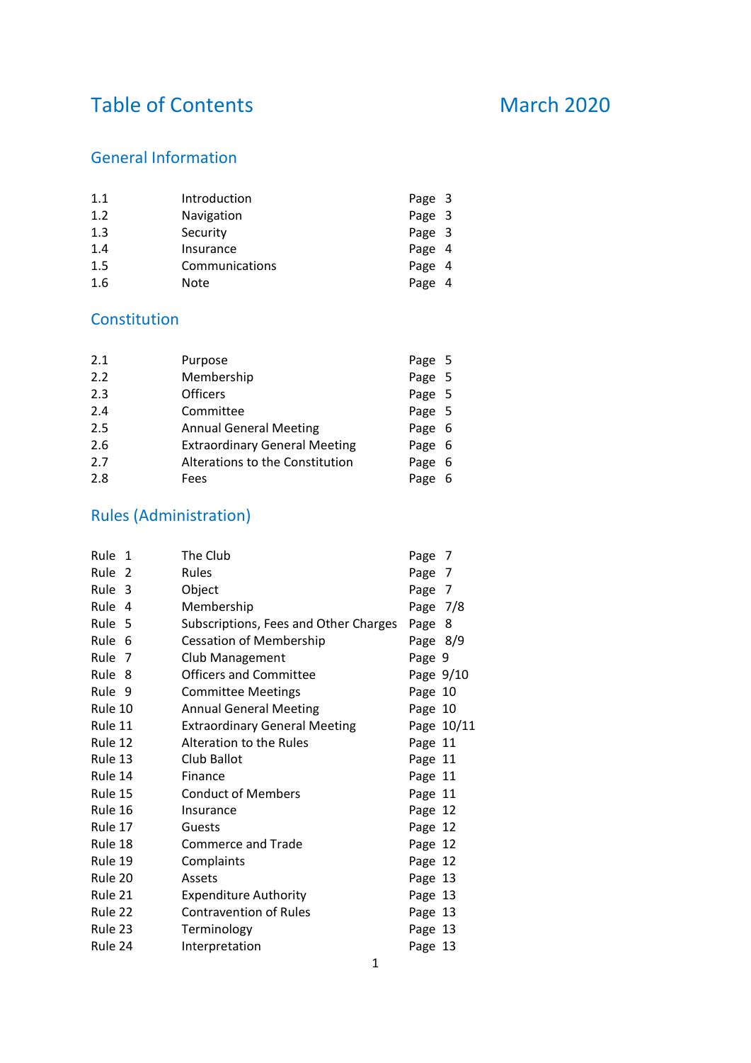# Table of Contents

March 2020

## General Information

| | | |
|---|---|---|
| 1.1 | Introduction | Page 3 |
| 1.2 | Navigation | Page 3 |
| 1.3 | Security | Page 3 |
| 1.4 | Insurance | Page 4 |
| 1.5 | Communications | Page 4 |
| 1.6 | Note | Page 4 |

## Constitution

| | | |
|---|---|---|
| 2.1 | Purpose | Page 5 |
| 2.2 | Membership | Page 5 |
| 2.3 | Officers | Page 5 |
| 2.4 | Committee | Page 5 |
| 2.5 | Annual General Meeting | Page 6 |
| 2.6 | Extraordinary General Meeting | Page 6 |
| 2.7 | Alterations to the Constitution | Page 6 |
| 2.8 | Fees | Page 6 |

## Rules (Administration)

| | | |
|---|---|---|
| Rule 1 | The Club | Page 7 |
| Rule 2 | Rules | Page 7 |
| Rule 3 | Object | Page 7 |
| Rule 4 | Membership | Page 7/8 |
| Rule 5 | Subscriptions, Fees and Other Charges | Page 8 |
| Rule 6 | Cessation of Membership | Page 8/9 |
| Rule 7 | Club Management | Page 9 |
| Rule 8 | Officers and Committee | Page 9/10 |
| Rule 9 | Committee Meetings | Page 10 |
| Rule 10 | Annual General Meeting | Page 10 |
| Rule 11 | Extraordinary General Meeting | Page 10/11 |
| Rule 12 | Alteration to the Rules | Page 11 |
| Rule 13 | Club Ballot | Page 11 |
| Rule 14 | Finance | Page 11 |
| Rule 15 | Conduct of Members | Page 11 |
| Rule 16 | Insurance | Page 12 |
| Rule 17 | Guests | Page 12 |
| Rule 18 | Commerce and Trade | Page 12 |
| Rule 19 | Complaints | Page 12 |
| Rule 20 | Assets | Page 13 |
| Rule 21 | Expenditure Authority | Page 13 |
| Rule 22 | Contravention of Rules | Page 13 |
| Rule 23 | Terminology | Page 13 |
| Rule 24 | Interpretation | Page 13 |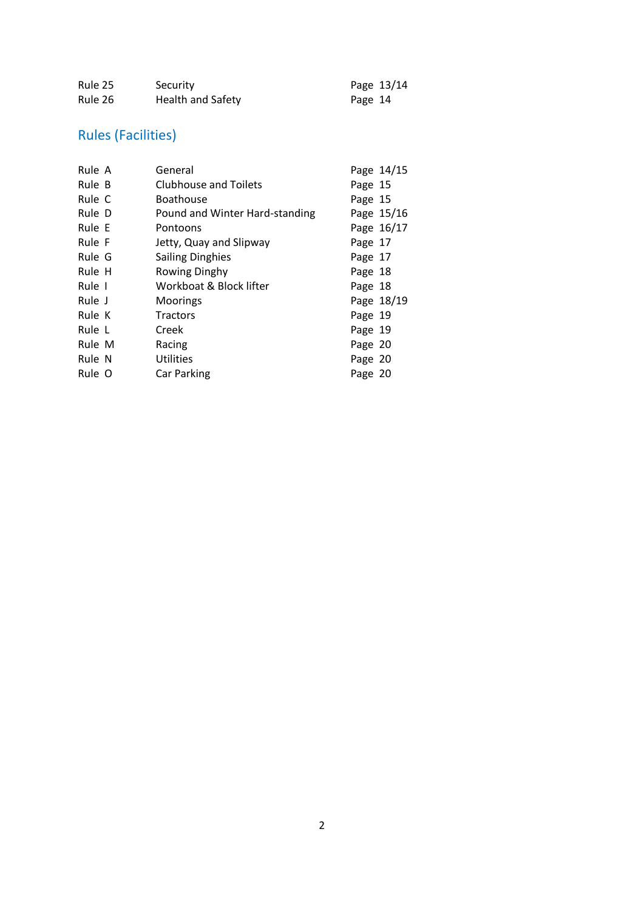| | | |
|---|---|---|
| Rule 25 | Security | Page 13/14 |
| Rule 26 | Health and Safety | Page 14 |

## Rules (Facilities)

| | | |
|---|---|---|
| Rule A | General | Page 14/15 |
| Rule B | Clubhouse and Toilets | Page 15 |
| Rule C | Boathouse | Page 15 |
| Rule D | Pound and Winter Hard-standing | Page 15/16 |
| Rule E | Pontoons | Page 16/17 |
| Rule F | Jetty, Quay and Slipway | Page 17 |
| Rule G | Sailing Dinghies | Page 17 |
| Rule H | Rowing Dinghy | Page 18 |
| Rule I | Workboat & Block lifter | Page 18 |
| Rule J | Moorings | Page 18/19 |
| Rule K | Tractors | Page 19 |
| Rule L | Creek | Page 19 |
| Rule M | Racing | Page 20 |
| Rule N | Utilities | Page 20 |
| Rule O | Car Parking | Page 20 |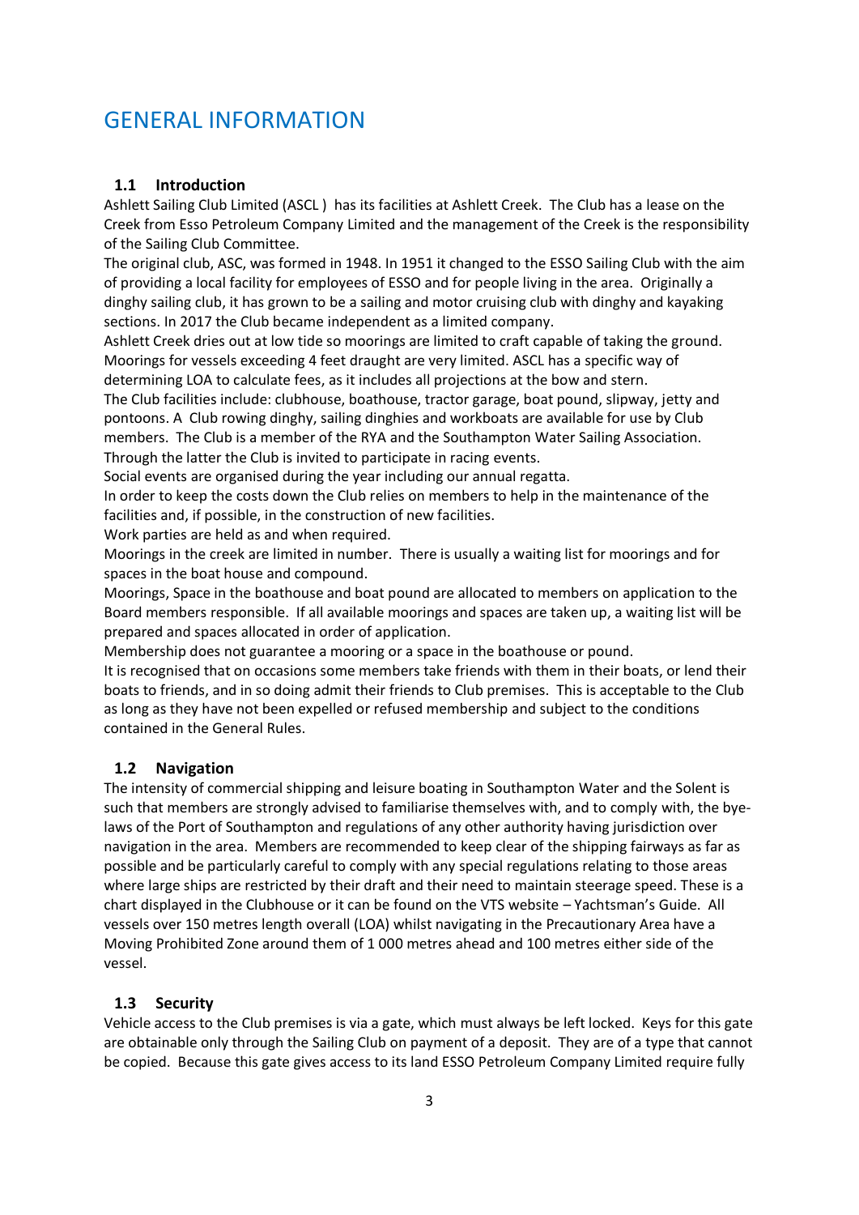# GENERAL INFORMATION

## 1.1 Introduction

Ashlett Sailing Club Limited (ASCL ) has its facilities at Ashlett Creek. The Club has a lease on the Creek from Esso Petroleum Company Limited and the management of the Creek is the responsibility of the Sailing Club Committee.

The original club, ASC, was formed in 1948. In 1951 it changed to the ESSO Sailing Club with the aim of providing a local facility for employees of ESSO and for people living in the area. Originally a dinghy sailing club, it has grown to be a sailing and motor cruising club with dinghy and kayaking sections. In 2017 the Club became independent as a limited company.

Ashlett Creek dries out at low tide so moorings are limited to craft capable of taking the ground. Moorings for vessels exceeding 4 feet draught are very limited. ASCL has a specific way of determining LOA to calculate fees, as it includes all projections at the bow and stern.

The Club facilities include: clubhouse, boathouse, tractor garage, boat pound, slipway, jetty and pontoons. A Club rowing dinghy, sailing dinghies and workboats are available for use by Club members. The Club is a member of the RYA and the Southampton Water Sailing Association. Through the latter the Club is invited to participate in racing events.

Social events are organised during the year including our annual regatta.

In order to keep the costs down the Club relies on members to help in the maintenance of the facilities and, if possible, in the construction of new facilities.

Work parties are held as and when required.

Moorings in the creek are limited in number. There is usually a waiting list for moorings and for spaces in the boat house and compound.

Moorings, Space in the boathouse and boat pound are allocated to members on application to the Board members responsible. If all available moorings and spaces are taken up, a waiting list will be prepared and spaces allocated in order of application.

Membership does not guarantee a mooring or a space in the boathouse or pound.

It is recognised that on occasions some members take friends with them in their boats, or lend their boats to friends, and in so doing admit their friends to Club premises. This is acceptable to the Club as long as they have not been expelled or refused membership and subject to the conditions contained in the General Rules.

## 1.2 Navigation

The intensity of commercial shipping and leisure boating in Southampton Water and the Solent is such that members are strongly advised to familiarise themselves with, and to comply with, the bye-laws of the Port of Southampton and regulations of any other authority having jurisdiction over navigation in the area. Members are recommended to keep clear of the shipping fairways as far as possible and be particularly careful to comply with any special regulations relating to those areas where large ships are restricted by their draft and their need to maintain steerage speed. These is a chart displayed in the Clubhouse or it can be found on the VTS website – Yachtsman's Guide. All vessels over 150 metres length overall (LOA) whilst navigating in the Precautionary Area have a Moving Prohibited Zone around them of 1 000 metres ahead and 100 metres either side of the vessel.

## 1.3 Security

Vehicle access to the Club premises is via a gate, which must always be left locked. Keys for this gate are obtainable only through the Sailing Club on payment of a deposit. They are of a type that cannot be copied. Because this gate gives access to its land ESSO Petroleum Company Limited require fully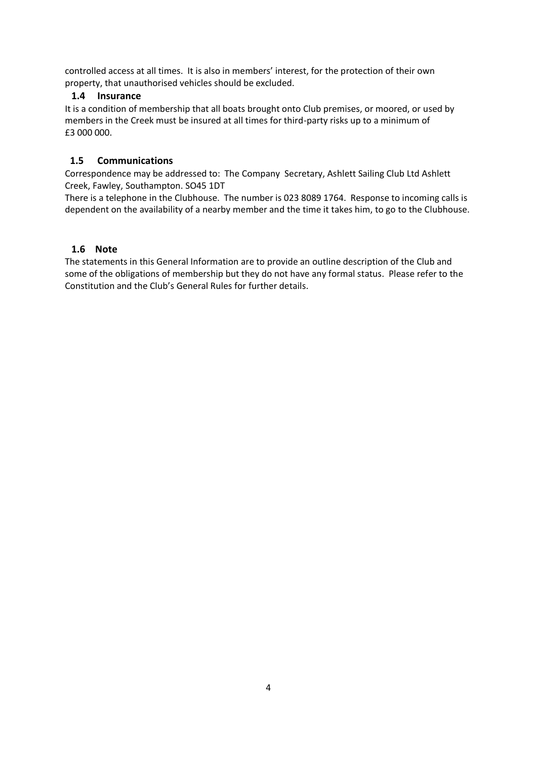controlled access at all times. It is also in members' interest, for the protection of their own property, that unauthorised vehicles should be excluded.

### 1.4 Insurance

It is a condition of membership that all boats brought onto Club premises, or moored, or used by members in the Creek must be insured at all times for third-party risks up to a minimum of £3 000 000.

### 1.5 Communications

Correspondence may be addressed to: The Company Secretary, Ashlett Sailing Club Ltd Ashlett Creek, Fawley, Southampton. SO45 1DT

There is a telephone in the Clubhouse. The number is 023 8089 1764. Response to incoming calls is dependent on the availability of a nearby member and the time it takes him, to go to the Clubhouse.

### 1.6 Note

The statements in this General Information are to provide an outline description of the Club and some of the obligations of membership but they do not have any formal status. Please refer to the Constitution and the Club's General Rules for further details.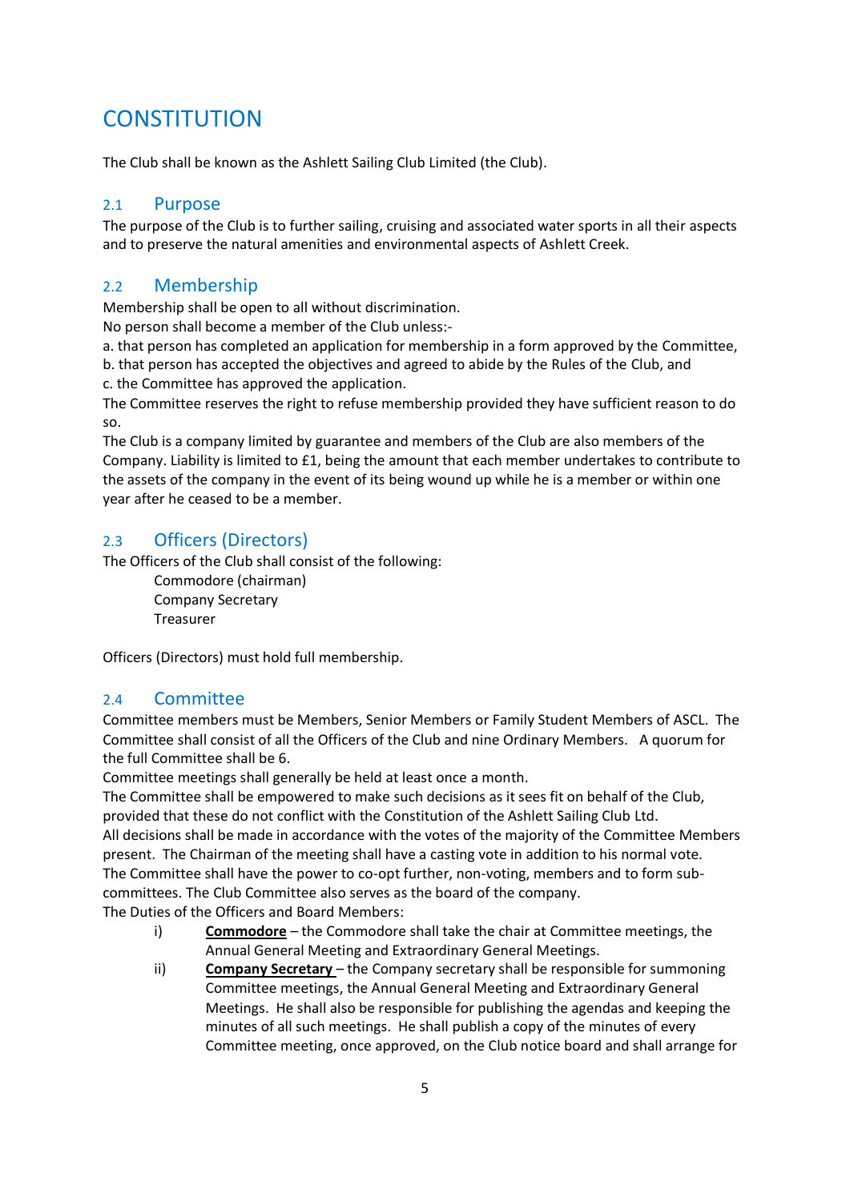# CONSTITUTION

The Club shall be known as the Ashlett Sailing Club Limited (the Club).

## 2.1 Purpose

The purpose of the Club is to further sailing, cruising and associated water sports in all their aspects and to preserve the natural amenities and environmental aspects of Ashlett Creek.

## 2.2 Membership

Membership shall be open to all without discrimination.

No person shall become a member of the Club unless:-

a. that person has completed an application for membership in a form approved by the Committee,
b. that person has accepted the objectives and agreed to abide by the Rules of the Club, and
c. the Committee has approved the application.

The Committee reserves the right to refuse membership provided they have sufficient reason to do so.

The Club is a company limited by guarantee and members of the Club are also members of the Company. Liability is limited to £1, being the amount that each member undertakes to contribute to the assets of the company in the event of its being wound up while he is a member or within one year after he ceased to be a member.

## 2.3 Officers (Directors)

The Officers of the Club shall consist of the following:

Commodore (chairman)
Company Secretary
Treasurer

Officers (Directors) must hold full membership.

## 2.4 Committee

Committee members must be Members, Senior Members or Family Student Members of ASCL. The Committee shall consist of all the Officers of the Club and nine Ordinary Members. A quorum for the full Committee shall be 6.

Committee meetings shall generally be held at least once a month.

The Committee shall be empowered to make such decisions as it sees fit on behalf of the Club, provided that these do not conflict with the Constitution of the Ashlett Sailing Club Ltd.

All decisions shall be made in accordance with the votes of the majority of the Committee Members present. The Chairman of the meeting shall have a casting vote in addition to his normal vote.

The Committee shall have the power to co-opt further, non-voting, members and to form sub-committees. The Club Committee also serves as the board of the company.

The Duties of the Officers and Board Members:

i) **Commodore** – the Commodore shall take the chair at Committee meetings, the Annual General Meeting and Extraordinary General Meetings.

ii) **Company Secretary** – the Company secretary shall be responsible for summoning Committee meetings, the Annual General Meeting and Extraordinary General Meetings. He shall also be responsible for publishing the agendas and keeping the minutes of all such meetings. He shall publish a copy of the minutes of every Committee meeting, once approved, on the Club notice board and shall arrange for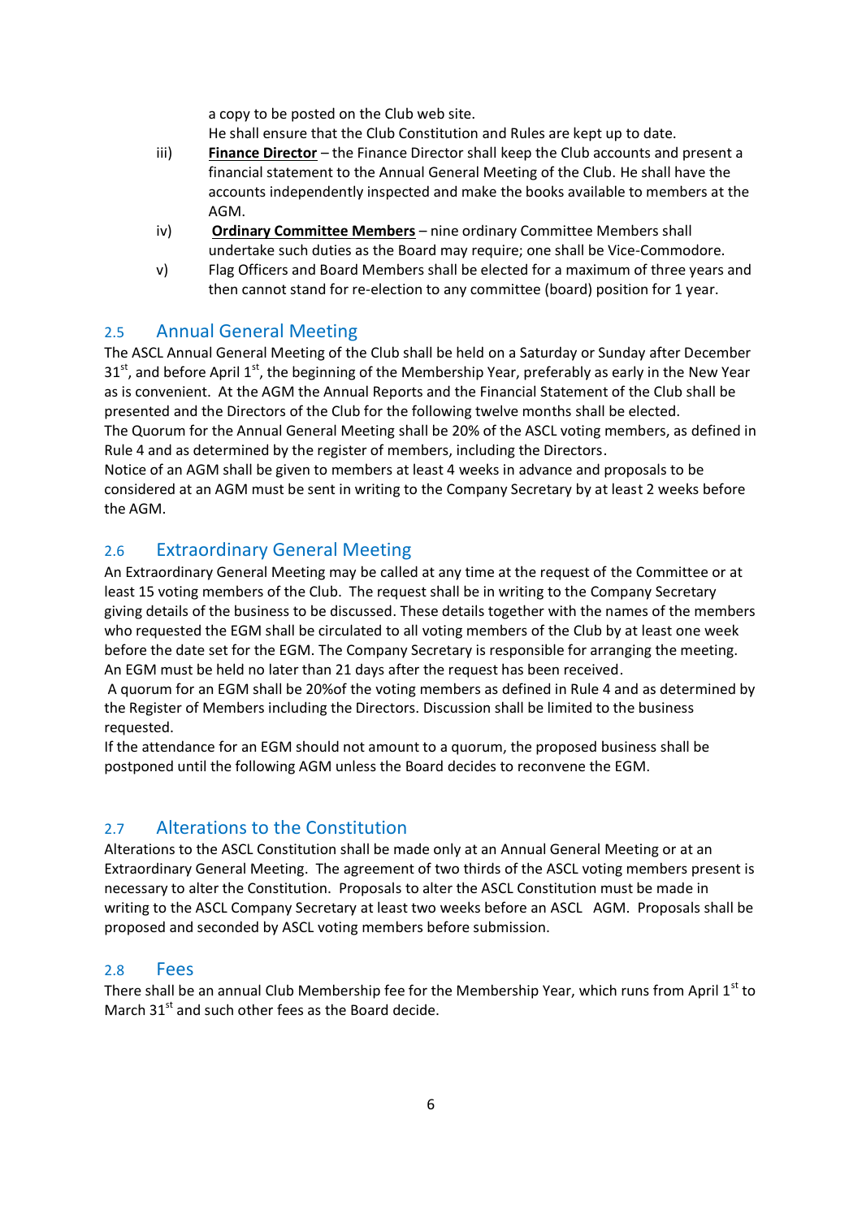a copy to be posted on the Club web site.
He shall ensure that the Club Constitution and Rules are kept up to date.

iii) **Finance Director** – the Finance Director shall keep the Club accounts and present a financial statement to the Annual General Meeting of the Club. He shall have the accounts independently inspected and make the books available to members at the AGM.

iv) **Ordinary Committee Members** – nine ordinary Committee Members shall undertake such duties as the Board may require; one shall be Vice-Commodore.

v) Flag Officers and Board Members shall be elected for a maximum of three years and then cannot stand for re-election to any committee (board) position for 1 year.

## 2.5 Annual General Meeting

The ASCL Annual General Meeting of the Club shall be held on a Saturday or Sunday after December 31st, and before April 1st, the beginning of the Membership Year, preferably as early in the New Year as is convenient. At the AGM the Annual Reports and the Financial Statement of the Club shall be presented and the Directors of the Club for the following twelve months shall be elected.
The Quorum for the Annual General Meeting shall be 20% of the ASCL voting members, as defined in Rule 4 and as determined by the register of members, including the Directors.
Notice of an AGM shall be given to members at least 4 weeks in advance and proposals to be considered at an AGM must be sent in writing to the Company Secretary by at least 2 weeks before the AGM.

## 2.6 Extraordinary General Meeting

An Extraordinary General Meeting may be called at any time at the request of the Committee or at least 15 voting members of the Club. The request shall be in writing to the Company Secretary giving details of the business to be discussed. These details together with the names of the members who requested the EGM shall be circulated to all voting members of the Club by at least one week before the date set for the EGM. The Company Secretary is responsible for arranging the meeting. An EGM must be held no later than 21 days after the request has been received.
A quorum for an EGM shall be 20%of the voting members as defined in Rule 4 and as determined by the Register of Members including the Directors. Discussion shall be limited to the business requested.
If the attendance for an EGM should not amount to a quorum, the proposed business shall be postponed until the following AGM unless the Board decides to reconvene the EGM.

## 2.7 Alterations to the Constitution

Alterations to the ASCL Constitution shall be made only at an Annual General Meeting or at an Extraordinary General Meeting. The agreement of two thirds of the ASCL voting members present is necessary to alter the Constitution. Proposals to alter the ASCL Constitution must be made in writing to the ASCL Company Secretary at least two weeks before an ASCL AGM. Proposals shall be proposed and seconded by ASCL voting members before submission.

## 2.8 Fees

There shall be an annual Club Membership fee for the Membership Year, which runs from April 1st to March 31st and such other fees as the Board decide.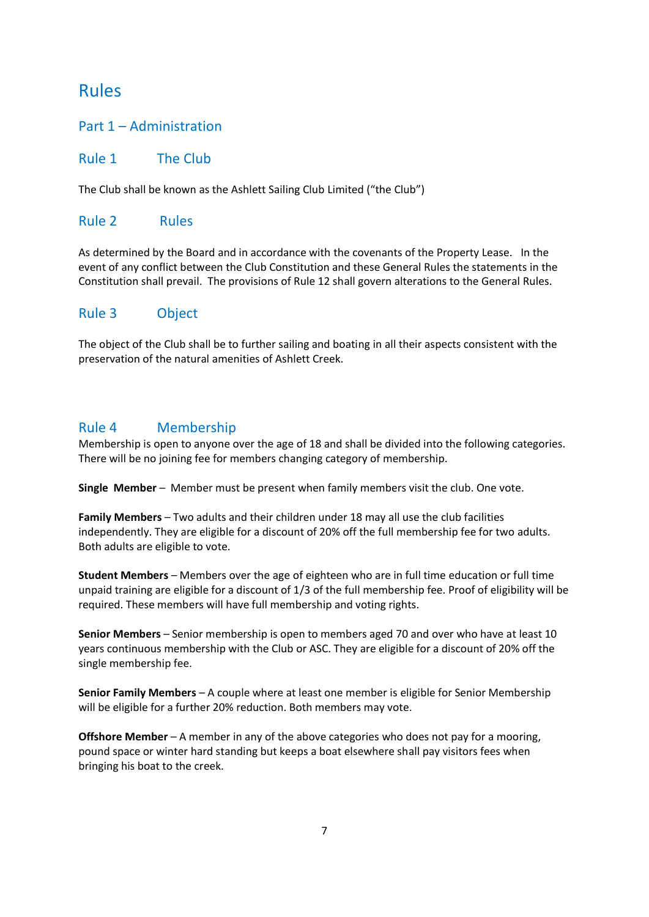# Rules

## Part 1 – Administration

### Rule 1 The Club

The Club shall be known as the Ashlett Sailing Club Limited ("the Club")

### Rule 2 Rules

As determined by the Board and in accordance with the covenants of the Property Lease. In the event of any conflict between the Club Constitution and these General Rules the statements in the Constitution shall prevail. The provisions of Rule 12 shall govern alterations to the General Rules.

### Rule 3 Object

The object of the Club shall be to further sailing and boating in all their aspects consistent with the preservation of the natural amenities of Ashlett Creek.

### Rule 4 Membership

Membership is open to anyone over the age of 18 and shall be divided into the following categories. There will be no joining fee for members changing category of membership.

**Single Member** – Member must be present when family members visit the club. One vote.

**Family Members** – Two adults and their children under 18 may all use the club facilities independently. They are eligible for a discount of 20% off the full membership fee for two adults. Both adults are eligible to vote.

**Student Members** – Members over the age of eighteen who are in full time education or full time unpaid training are eligible for a discount of 1/3 of the full membership fee. Proof of eligibility will be required. These members will have full membership and voting rights.

**Senior Members** – Senior membership is open to members aged 70 and over who have at least 10 years continuous membership with the Club or ASC. They are eligible for a discount of 20% off the single membership fee.

**Senior Family Members** – A couple where at least one member is eligible for Senior Membership will be eligible for a further 20% reduction. Both members may vote.

**Offshore Member** – A member in any of the above categories who does not pay for a mooring, pound space or winter hard standing but keeps a boat elsewhere shall pay visitors fees when bringing his boat to the creek.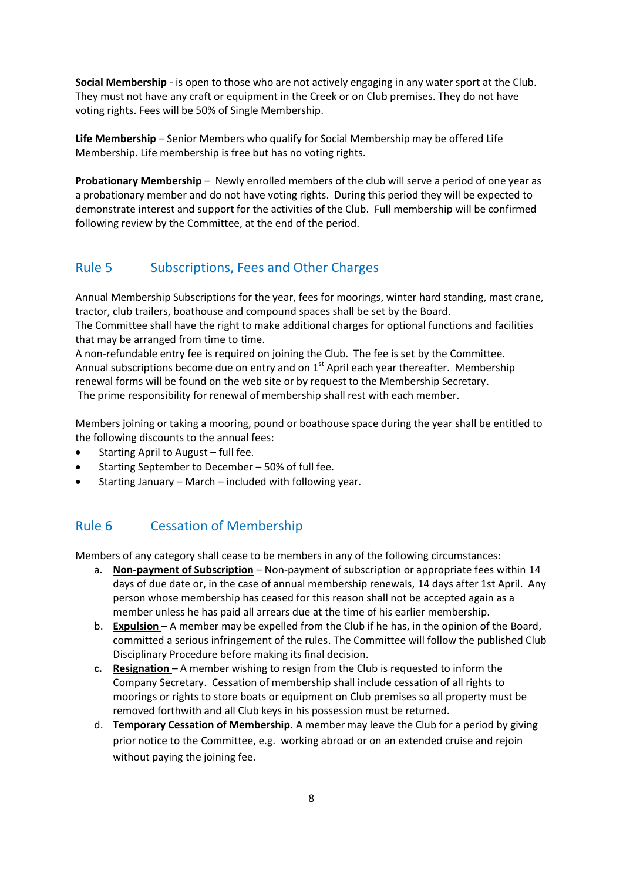**Social Membership** - is open to those who are not actively engaging in any water sport at the Club. They must not have any craft or equipment in the Creek or on Club premises. They do not have voting rights. Fees will be 50% of Single Membership.

**Life Membership** – Senior Members who qualify for Social Membership may be offered Life Membership. Life membership is free but has no voting rights.

**Probationary Membership** – Newly enrolled members of the club will serve a period of one year as a probationary member and do not have voting rights. During this period they will be expected to demonstrate interest and support for the activities of the Club. Full membership will be confirmed following review by the Committee, at the end of the period.

## Rule 5 Subscriptions, Fees and Other Charges

Annual Membership Subscriptions for the year, fees for moorings, winter hard standing, mast crane, tractor, club trailers, boathouse and compound spaces shall be set by the Board.
The Committee shall have the right to make additional charges for optional functions and facilities that may be arranged from time to time.
A non-refundable entry fee is required on joining the Club. The fee is set by the Committee.
Annual subscriptions become due on entry and on 1st April each year thereafter. Membership renewal forms will be found on the web site or by request to the Membership Secretary.
The prime responsibility for renewal of membership shall rest with each member.

Members joining or taking a mooring, pound or boathouse space during the year shall be entitled to the following discounts to the annual fees:

- Starting April to August – full fee.
- Starting September to December – 50% of full fee.
- Starting January – March – included with following year.

## Rule 6 Cessation of Membership

Members of any category shall cease to be members in any of the following circumstances:

a. **Non-payment of Subscription** – Non-payment of subscription or appropriate fees within 14 days of due date or, in the case of annual membership renewals, 14 days after 1st April. Any person whose membership has ceased for this reason shall not be accepted again as a member unless he has paid all arrears due at the time of his earlier membership.
b. **Expulsion** – A member may be expelled from the Club if he has, in the opinion of the Board, committed a serious infringement of the rules. The Committee will follow the published Club Disciplinary Procedure before making its final decision.
c. **Resignation** – A member wishing to resign from the Club is requested to inform the Company Secretary. Cessation of membership shall include cessation of all rights to moorings or rights to store boats or equipment on Club premises so all property must be removed forthwith and all Club keys in his possession must be returned.
d. **Temporary Cessation of Membership.** A member may leave the Club for a period by giving prior notice to the Committee, e.g. working abroad or on an extended cruise and rejoin without paying the joining fee.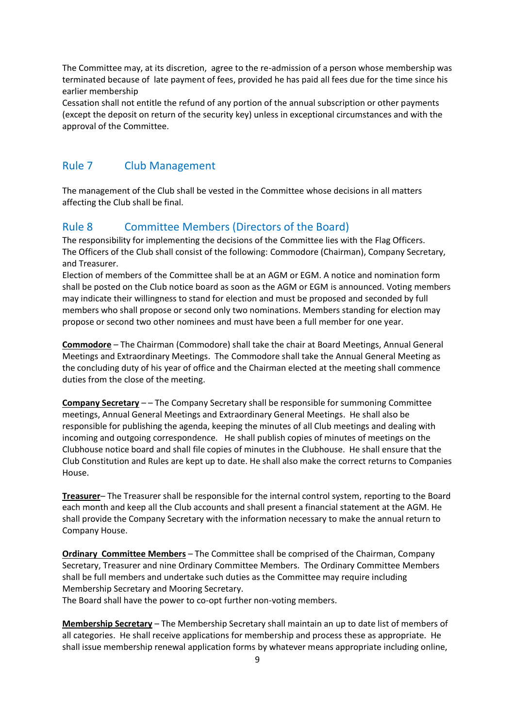The Committee may, at its discretion,  agree to the re-admission of a person whose membership was terminated because of  late payment of fees, provided he has paid all fees due for the time since his earlier membership

Cessation shall not entitle the refund of any portion of the annual subscription or other payments (except the deposit on return of the security key) unless in exceptional circumstances and with the approval of the Committee.

## Rule 7 Club Management

The management of the Club shall be vested in the Committee whose decisions in all matters affecting the Club shall be final.

## Rule 8 Committee Members (Directors of the Board)

The responsibility for implementing the decisions of the Committee lies with the Flag Officers. The Officers of the Club shall consist of the following: Commodore (Chairman), Company Secretary, and Treasurer.

Election of members of the Committee shall be at an AGM or EGM. A notice and nomination form shall be posted on the Club notice board as soon as the AGM or EGM is announced. Voting members may indicate their willingness to stand for election and must be proposed and seconded by full members who shall propose or second only two nominations. Members standing for election may propose or second two other nominees and must have been a full member for one year.

**Commodore** – The Chairman (Commodore) shall take the chair at Board Meetings, Annual General Meetings and Extraordinary Meetings.  The Commodore shall take the Annual General Meeting as the concluding duty of his year of office and the Chairman elected at the meeting shall commence duties from the close of the meeting.

**Company Secretary** – – The Company Secretary shall be responsible for summoning Committee meetings, Annual General Meetings and Extraordinary General Meetings.  He shall also be responsible for publishing the agenda, keeping the minutes of all Club meetings and dealing with incoming and outgoing correspondence.   He shall publish copies of minutes of meetings on the Clubhouse notice board and shall file copies of minutes in the Clubhouse.  He shall ensure that the Club Constitution and Rules are kept up to date. He shall also make the correct returns to Companies House.

**Treasurer**– The Treasurer shall be responsible for the internal control system, reporting to the Board each month and keep all the Club accounts and shall present a financial statement at the AGM. He shall provide the Company Secretary with the information necessary to make the annual return to Company House.

**Ordinary  Committee Members** – The Committee shall be comprised of the Chairman, Company Secretary, Treasurer and nine Ordinary Committee Members.  The Ordinary Committee Members shall be full members and undertake such duties as the Committee may require including Membership Secretary and Mooring Secretary.

The Board shall have the power to co-opt further non-voting members.

**Membership Secretary** – The Membership Secretary shall maintain an up to date list of members of all categories.  He shall receive applications for membership and process these as appropriate.  He shall issue membership renewal application forms by whatever means appropriate including online,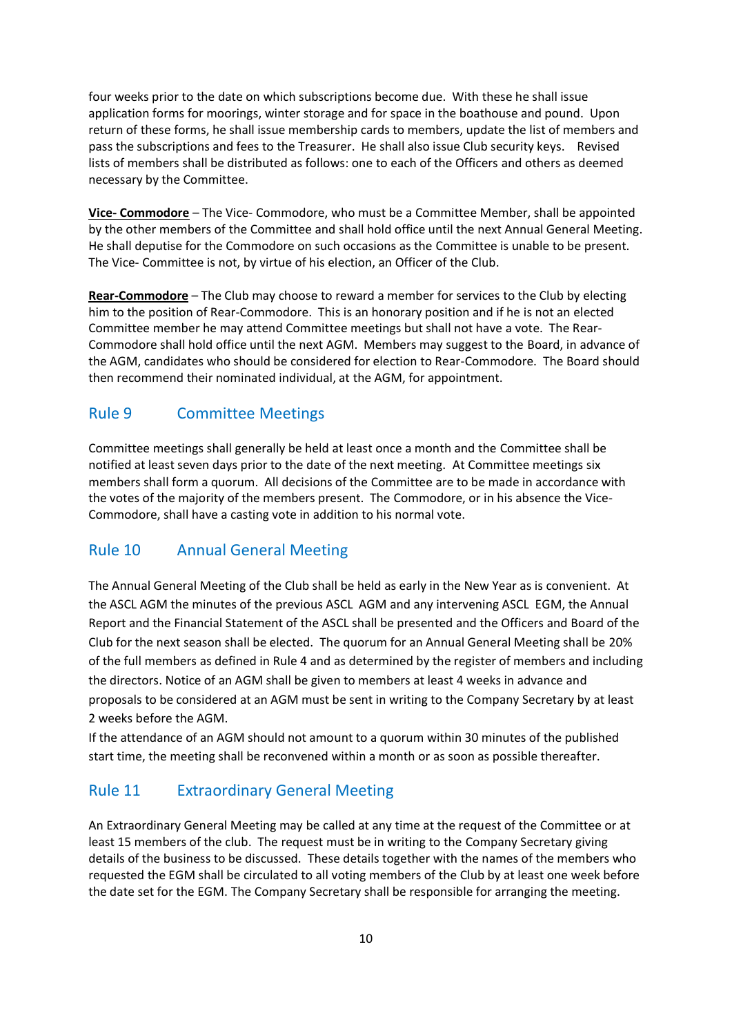four weeks prior to the date on which subscriptions become due. With these he shall issue application forms for moorings, winter storage and for space in the boathouse and pound. Upon return of these forms, he shall issue membership cards to members, update the list of members and pass the subscriptions and fees to the Treasurer. He shall also issue Club security keys. Revised lists of members shall be distributed as follows: one to each of the Officers and others as deemed necessary by the Committee.

**Vice- Commodore** – The Vice- Commodore, who must be a Committee Member, shall be appointed by the other members of the Committee and shall hold office until the next Annual General Meeting. He shall deputise for the Commodore on such occasions as the Committee is unable to be present. The Vice- Committee is not, by virtue of his election, an Officer of the Club.

**Rear-Commodore** – The Club may choose to reward a member for services to the Club by electing him to the position of Rear-Commodore. This is an honorary position and if he is not an elected Committee member he may attend Committee meetings but shall not have a vote. The Rear-Commodore shall hold office until the next AGM. Members may suggest to the Board, in advance of the AGM, candidates who should be considered for election to Rear-Commodore. The Board should then recommend their nominated individual, at the AGM, for appointment.

## Rule 9 Committee Meetings

Committee meetings shall generally be held at least once a month and the Committee shall be notified at least seven days prior to the date of the next meeting. At Committee meetings six members shall form a quorum. All decisions of the Committee are to be made in accordance with the votes of the majority of the members present. The Commodore, or in his absence the Vice-Commodore, shall have a casting vote in addition to his normal vote.

## Rule 10 Annual General Meeting

The Annual General Meeting of the Club shall be held as early in the New Year as is convenient. At the ASCL AGM the minutes of the previous ASCL AGM and any intervening ASCL EGM, the Annual Report and the Financial Statement of the ASCL shall be presented and the Officers and Board of the Club for the next season shall be elected. The quorum for an Annual General Meeting shall be 20% of the full members as defined in Rule 4 and as determined by the register of members and including the directors. Notice of an AGM shall be given to members at least 4 weeks in advance and proposals to be considered at an AGM must be sent in writing to the Company Secretary by at least 2 weeks before the AGM.

If the attendance of an AGM should not amount to a quorum within 30 minutes of the published start time, the meeting shall be reconvened within a month or as soon as possible thereafter.

## Rule 11 Extraordinary General Meeting

An Extraordinary General Meeting may be called at any time at the request of the Committee or at least 15 members of the club. The request must be in writing to the Company Secretary giving details of the business to be discussed. These details together with the names of the members who requested the EGM shall be circulated to all voting members of the Club by at least one week before the date set for the EGM. The Company Secretary shall be responsible for arranging the meeting.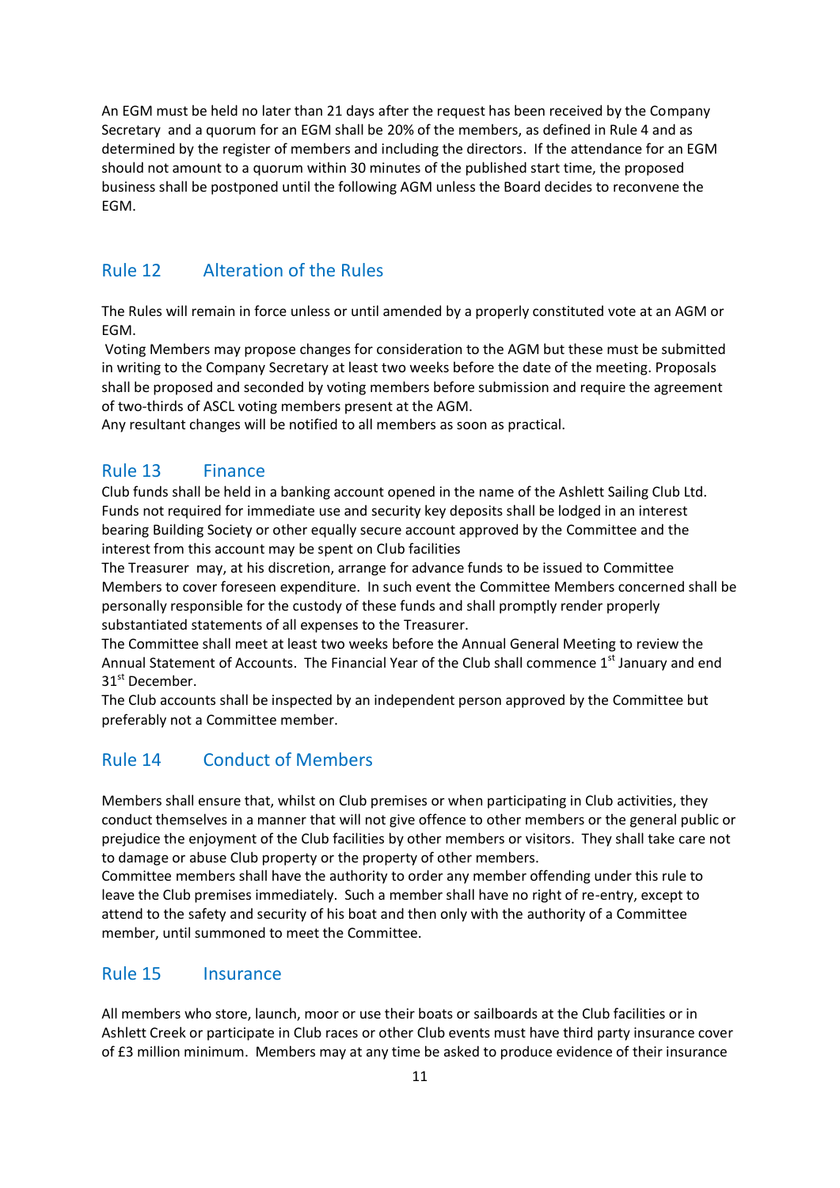An EGM must be held no later than 21 days after the request has been received by the Company Secretary and a quorum for an EGM shall be 20% of the members, as defined in Rule 4 and as determined by the register of members and including the directors. If the attendance for an EGM should not amount to a quorum within 30 minutes of the published start time, the proposed business shall be postponed until the following AGM unless the Board decides to reconvene the EGM.

## Rule 12 Alteration of the Rules

The Rules will remain in force unless or until amended by a properly constituted vote at an AGM or EGM.

Voting Members may propose changes for consideration to the AGM but these must be submitted in writing to the Company Secretary at least two weeks before the date of the meeting. Proposals shall be proposed and seconded by voting members before submission and require the agreement of two-thirds of ASCL voting members present at the AGM.

Any resultant changes will be notified to all members as soon as practical.

## Rule 13 Finance

Club funds shall be held in a banking account opened in the name of the Ashlett Sailing Club Ltd. Funds not required for immediate use and security key deposits shall be lodged in an interest bearing Building Society or other equally secure account approved by the Committee and the interest from this account may be spent on Club facilities

The Treasurer may, at his discretion, arrange for advance funds to be issued to Committee Members to cover foreseen expenditure. In such event the Committee Members concerned shall be personally responsible for the custody of these funds and shall promptly render properly substantiated statements of all expenses to the Treasurer.

The Committee shall meet at least two weeks before the Annual General Meeting to review the Annual Statement of Accounts. The Financial Year of the Club shall commence 1st January and end 31st December.

The Club accounts shall be inspected by an independent person approved by the Committee but preferably not a Committee member.

## Rule 14 Conduct of Members

Members shall ensure that, whilst on Club premises or when participating in Club activities, they conduct themselves in a manner that will not give offence to other members or the general public or prejudice the enjoyment of the Club facilities by other members or visitors. They shall take care not to damage or abuse Club property or the property of other members.

Committee members shall have the authority to order any member offending under this rule to leave the Club premises immediately. Such a member shall have no right of re-entry, except to attend to the safety and security of his boat and then only with the authority of a Committee member, until summoned to meet the Committee.

## Rule 15 Insurance

All members who store, launch, moor or use their boats or sailboards at the Club facilities or in Ashlett Creek or participate in Club races or other Club events must have third party insurance cover of £3 million minimum. Members may at any time be asked to produce evidence of their insurance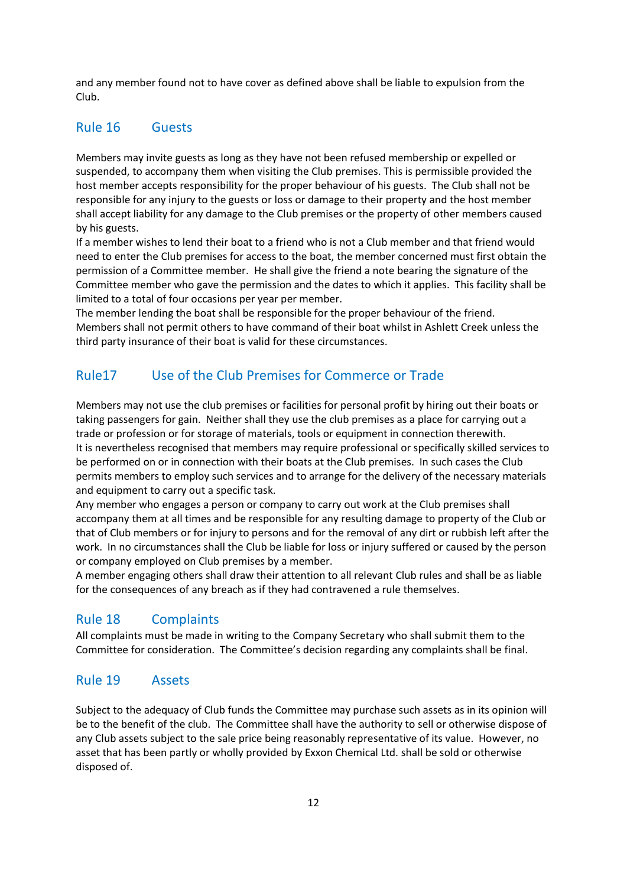and any member found not to have cover as defined above shall be liable to expulsion from the Club.

## Rule 16 Guests

Members may invite guests as long as they have not been refused membership or expelled or suspended, to accompany them when visiting the Club premises. This is permissible provided the host member accepts responsibility for the proper behaviour of his guests. The Club shall not be responsible for any injury to the guests or loss or damage to their property and the host member shall accept liability for any damage to the Club premises or the property of other members caused by his guests.
If a member wishes to lend their boat to a friend who is not a Club member and that friend would need to enter the Club premises for access to the boat, the member concerned must first obtain the permission of a Committee member. He shall give the friend a note bearing the signature of the Committee member who gave the permission and the dates to which it applies. This facility shall be limited to a total of four occasions per year per member.
The member lending the boat shall be responsible for the proper behaviour of the friend.
Members shall not permit others to have command of their boat whilst in Ashlett Creek unless the third party insurance of their boat is valid for these circumstances.

## Rule17 Use of the Club Premises for Commerce or Trade

Members may not use the club premises or facilities for personal profit by hiring out their boats or taking passengers for gain. Neither shall they use the club premises as a place for carrying out a trade or profession or for storage of materials, tools or equipment in connection therewith.
It is nevertheless recognised that members may require professional or specifically skilled services to be performed on or in connection with their boats at the Club premises. In such cases the Club permits members to employ such services and to arrange for the delivery of the necessary materials and equipment to carry out a specific task.
Any member who engages a person or company to carry out work at the Club premises shall accompany them at all times and be responsible for any resulting damage to property of the Club or that of Club members or for injury to persons and for the removal of any dirt or rubbish left after the work. In no circumstances shall the Club be liable for loss or injury suffered or caused by the person or company employed on Club premises by a member.
A member engaging others shall draw their attention to all relevant Club rules and shall be as liable for the consequences of any breach as if they had contravened a rule themselves.

## Rule 18 Complaints

All complaints must be made in writing to the Company Secretary who shall submit them to the Committee for consideration. The Committee's decision regarding any complaints shall be final.

## Rule 19 Assets

Subject to the adequacy of Club funds the Committee may purchase such assets as in its opinion will be to the benefit of the club. The Committee shall have the authority to sell or otherwise dispose of any Club assets subject to the sale price being reasonably representative of its value. However, no asset that has been partly or wholly provided by Exxon Chemical Ltd. shall be sold or otherwise disposed of.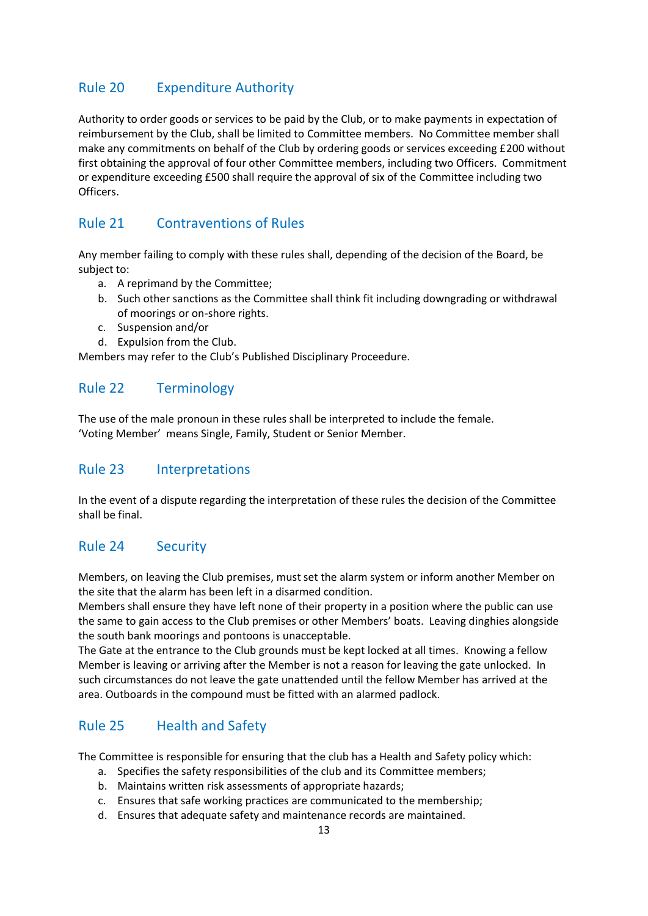## Rule 20 Expenditure Authority

Authority to order goods or services to be paid by the Club, or to make payments in expectation of reimbursement by the Club, shall be limited to Committee members. No Committee member shall make any commitments on behalf of the Club by ordering goods or services exceeding £200 without first obtaining the approval of four other Committee members, including two Officers. Commitment or expenditure exceeding £500 shall require the approval of six of the Committee including two Officers.

## Rule 21 Contraventions of Rules

Any member failing to comply with these rules shall, depending of the decision of the Board, be subject to:

a. A reprimand by the Committee;
b. Such other sanctions as the Committee shall think fit including downgrading or withdrawal of moorings or on-shore rights.
c. Suspension and/or
d. Expulsion from the Club.

Members may refer to the Club's Published Disciplinary Proceedure.

## Rule 22 Terminology

The use of the male pronoun in these rules shall be interpreted to include the female.
'Voting Member' means Single, Family, Student or Senior Member.

## Rule 23 Interpretations

In the event of a dispute regarding the interpretation of these rules the decision of the Committee shall be final.

## Rule 24 Security

Members, on leaving the Club premises, must set the alarm system or inform another Member on the site that the alarm has been left in a disarmed condition.
Members shall ensure they have left none of their property in a position where the public can use the same to gain access to the Club premises or other Members' boats. Leaving dinghies alongside the south bank moorings and pontoons is unacceptable.
The Gate at the entrance to the Club grounds must be kept locked at all times. Knowing a fellow Member is leaving or arriving after the Member is not a reason for leaving the gate unlocked. In such circumstances do not leave the gate unattended until the fellow Member has arrived at the area. Outboards in the compound must be fitted with an alarmed padlock.

## Rule 25 Health and Safety

The Committee is responsible for ensuring that the club has a Health and Safety policy which:

a. Specifies the safety responsibilities of the club and its Committee members;
b. Maintains written risk assessments of appropriate hazards;
c. Ensures that safe working practices are communicated to the membership;
d. Ensures that adequate safety and maintenance records are maintained.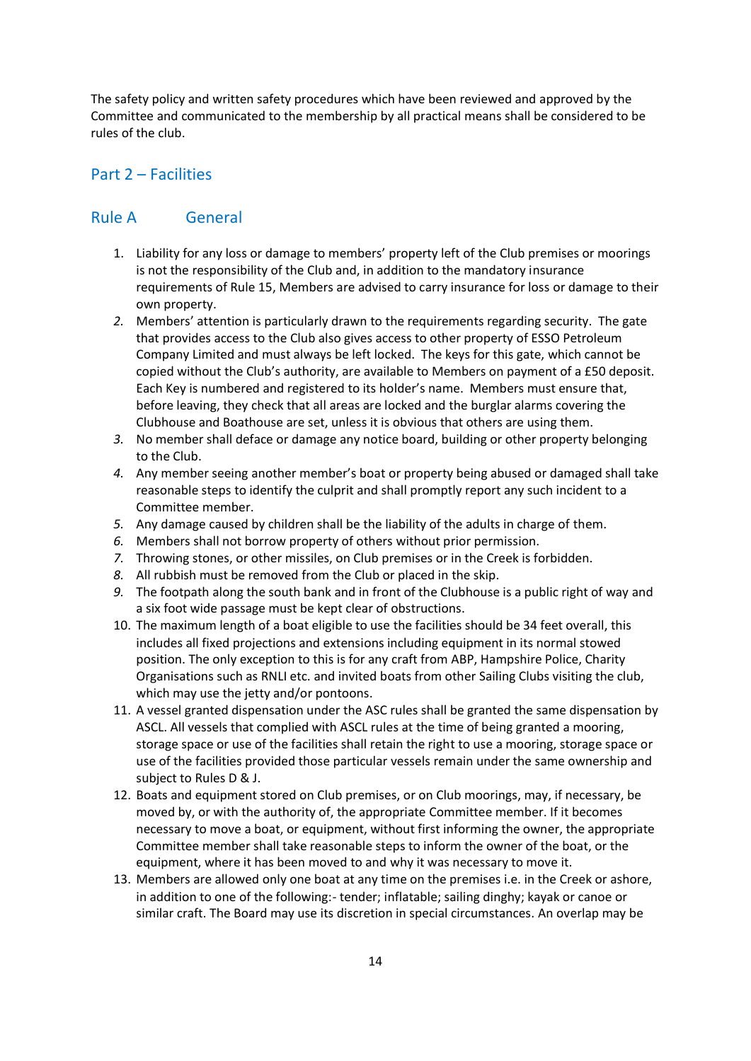The safety policy and written safety procedures which have been reviewed and approved by the Committee and communicated to the membership by all practical means shall be considered to be rules of the club.

## Part 2 – Facilities

### Rule A General

1. Liability for any loss or damage to members' property left of the Club premises or moorings is not the responsibility of the Club and, in addition to the mandatory insurance requirements of Rule 15, Members are advised to carry insurance for loss or damage to their own property.
2. Members' attention is particularly drawn to the requirements regarding security. The gate that provides access to the Club also gives access to other property of ESSO Petroleum Company Limited and must always be left locked. The keys for this gate, which cannot be copied without the Club's authority, are available to Members on payment of a £50 deposit. Each Key is numbered and registered to its holder's name. Members must ensure that, before leaving, they check that all areas are locked and the burglar alarms covering the Clubhouse and Boathouse are set, unless it is obvious that others are using them.
3. No member shall deface or damage any notice board, building or other property belonging to the Club.
4. Any member seeing another member's boat or property being abused or damaged shall take reasonable steps to identify the culprit and shall promptly report any such incident to a Committee member.
5. Any damage caused by children shall be the liability of the adults in charge of them.
6. Members shall not borrow property of others without prior permission.
7. Throwing stones, or other missiles, on Club premises or in the Creek is forbidden.
8. All rubbish must be removed from the Club or placed in the skip.
9. The footpath along the south bank and in front of the Clubhouse is a public right of way and a six foot wide passage must be kept clear of obstructions.
10. The maximum length of a boat eligible to use the facilities should be 34 feet overall, this includes all fixed projections and extensions including equipment in its normal stowed position. The only exception to this is for any craft from ABP, Hampshire Police, Charity Organisations such as RNLI etc. and invited boats from other Sailing Clubs visiting the club, which may use the jetty and/or pontoons.
11. A vessel granted dispensation under the ASC rules shall be granted the same dispensation by ASCL. All vessels that complied with ASCL rules at the time of being granted a mooring, storage space or use of the facilities shall retain the right to use a mooring, storage space or use of the facilities provided those particular vessels remain under the same ownership and subject to Rules D & J.
12. Boats and equipment stored on Club premises, or on Club moorings, may, if necessary, be moved by, or with the authority of, the appropriate Committee member. If it becomes necessary to move a boat, or equipment, without first informing the owner, the appropriate Committee member shall take reasonable steps to inform the owner of the boat, or the equipment, where it has been moved to and why it was necessary to move it.
13. Members are allowed only one boat at any time on the premises i.e. in the Creek or ashore, in addition to one of the following:- tender; inflatable; sailing dinghy; kayak or canoe or similar craft. The Board may use its discretion in special circumstances. An overlap may be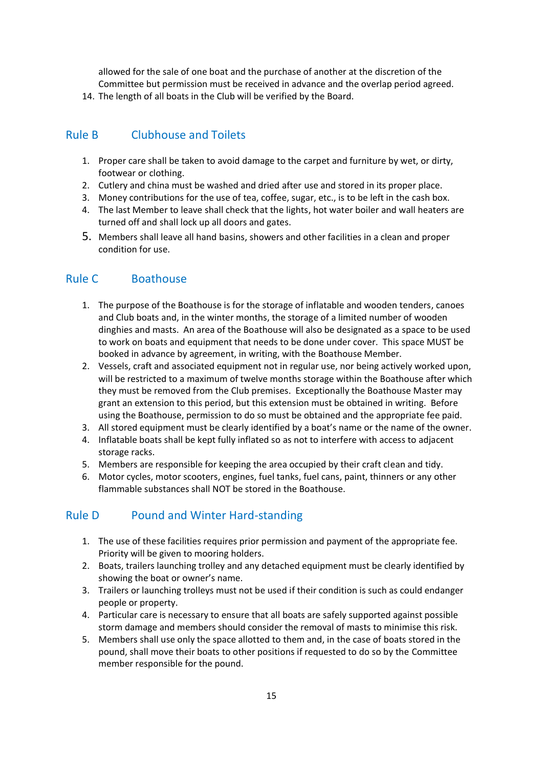allowed for the sale of one boat and the purchase of another at the discretion of the Committee but permission must be received in advance and the overlap period agreed.

14. The length of all boats in the Club will be verified by the Board.

## Rule B Clubhouse and Toilets

1. Proper care shall be taken to avoid damage to the carpet and furniture by wet, or dirty, footwear or clothing.
2. Cutlery and china must be washed and dried after use and stored in its proper place.
3. Money contributions for the use of tea, coffee, sugar, etc., is to be left in the cash box.
4. The last Member to leave shall check that the lights, hot water boiler and wall heaters are turned off and shall lock up all doors and gates.
5. Members shall leave all hand basins, showers and other facilities in a clean and proper condition for use.

## Rule C Boathouse

1. The purpose of the Boathouse is for the storage of inflatable and wooden tenders, canoes and Club boats and, in the winter months, the storage of a limited number of wooden dinghies and masts. An area of the Boathouse will also be designated as a space to be used to work on boats and equipment that needs to be done under cover. This space MUST be booked in advance by agreement, in writing, with the Boathouse Member.
2. Vessels, craft and associated equipment not in regular use, nor being actively worked upon, will be restricted to a maximum of twelve months storage within the Boathouse after which they must be removed from the Club premises. Exceptionally the Boathouse Master may grant an extension to this period, but this extension must be obtained in writing. Before using the Boathouse, permission to do so must be obtained and the appropriate fee paid.
3. All stored equipment must be clearly identified by a boat's name or the name of the owner.
4. Inflatable boats shall be kept fully inflated so as not to interfere with access to adjacent storage racks.
5. Members are responsible for keeping the area occupied by their craft clean and tidy.
6. Motor cycles, motor scooters, engines, fuel tanks, fuel cans, paint, thinners or any other flammable substances shall NOT be stored in the Boathouse.

## Rule D Pound and Winter Hard-standing

1. The use of these facilities requires prior permission and payment of the appropriate fee. Priority will be given to mooring holders.
2. Boats, trailers launching trolley and any detached equipment must be clearly identified by showing the boat or owner's name.
3. Trailers or launching trolleys must not be used if their condition is such as could endanger people or property.
4. Particular care is necessary to ensure that all boats are safely supported against possible storm damage and members should consider the removal of masts to minimise this risk.
5. Members shall use only the space allotted to them and, in the case of boats stored in the pound, shall move their boats to other positions if requested to do so by the Committee member responsible for the pound.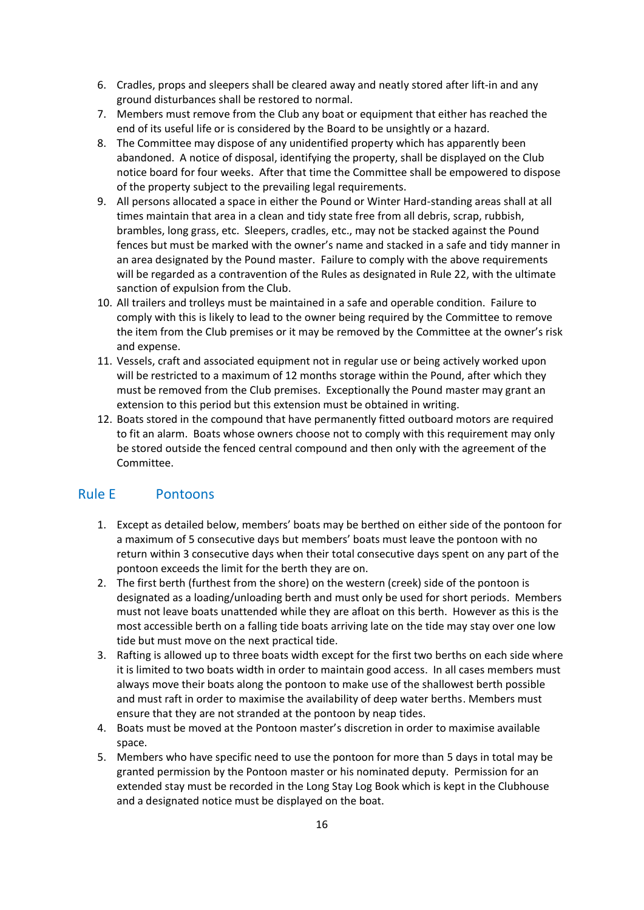6. Cradles, props and sleepers shall be cleared away and neatly stored after lift-in and any ground disturbances shall be restored to normal.
7. Members must remove from the Club any boat or equipment that either has reached the end of its useful life or is considered by the Board to be unsightly or a hazard.
8. The Committee may dispose of any unidentified property which has apparently been abandoned. A notice of disposal, identifying the property, shall be displayed on the Club notice board for four weeks. After that time the Committee shall be empowered to dispose of the property subject to the prevailing legal requirements.
9. All persons allocated a space in either the Pound or Winter Hard-standing areas shall at all times maintain that area in a clean and tidy state free from all debris, scrap, rubbish, brambles, long grass, etc. Sleepers, cradles, etc., may not be stacked against the Pound fences but must be marked with the owner's name and stacked in a safe and tidy manner in an area designated by the Pound master. Failure to comply with the above requirements will be regarded as a contravention of the Rules as designated in Rule 22, with the ultimate sanction of expulsion from the Club.
10. All trailers and trolleys must be maintained in a safe and operable condition. Failure to comply with this is likely to lead to the owner being required by the Committee to remove the item from the Club premises or it may be removed by the Committee at the owner's risk and expense.
11. Vessels, craft and associated equipment not in regular use or being actively worked upon will be restricted to a maximum of 12 months storage within the Pound, after which they must be removed from the Club premises. Exceptionally the Pound master may grant an extension to this period but this extension must be obtained in writing.
12. Boats stored in the compound that have permanently fitted outboard motors are required to fit an alarm. Boats whose owners choose not to comply with this requirement may only be stored outside the fenced central compound and then only with the agreement of the Committee.

## Rule E Pontoons

1. Except as detailed below, members' boats may be berthed on either side of the pontoon for a maximum of 5 consecutive days but members' boats must leave the pontoon with no return within 3 consecutive days when their total consecutive days spent on any part of the pontoon exceeds the limit for the berth they are on.
2. The first berth (furthest from the shore) on the western (creek) side of the pontoon is designated as a loading/unloading berth and must only be used for short periods. Members must not leave boats unattended while they are afloat on this berth. However as this is the most accessible berth on a falling tide boats arriving late on the tide may stay over one low tide but must move on the next practical tide.
3. Rafting is allowed up to three boats width except for the first two berths on each side where it is limited to two boats width in order to maintain good access. In all cases members must always move their boats along the pontoon to make use of the shallowest berth possible and must raft in order to maximise the availability of deep water berths. Members must ensure that they are not stranded at the pontoon by neap tides.
4. Boats must be moved at the Pontoon master's discretion in order to maximise available space.
5. Members who have specific need to use the pontoon for more than 5 days in total may be granted permission by the Pontoon master or his nominated deputy. Permission for an extended stay must be recorded in the Long Stay Log Book which is kept in the Clubhouse and a designated notice must be displayed on the boat.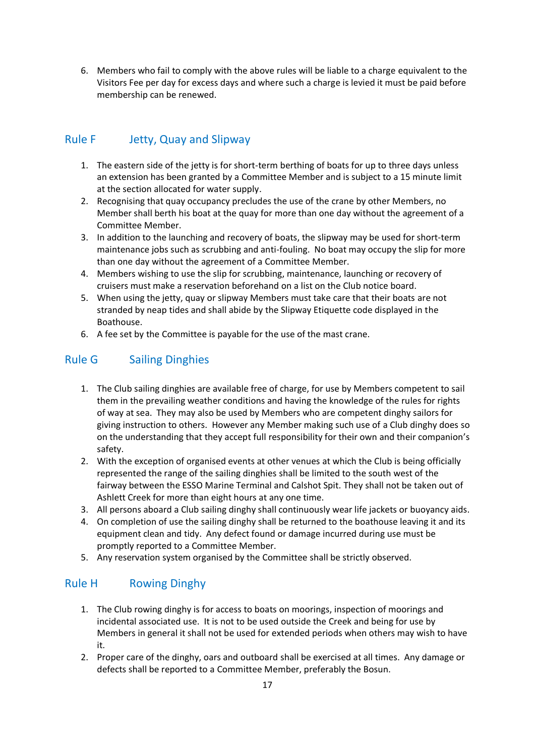6. Members who fail to comply with the above rules will be liable to a charge equivalent to the Visitors Fee per day for excess days and where such a charge is levied it must be paid before membership can be renewed.

## Rule F Jetty, Quay and Slipway

1. The eastern side of the jetty is for short-term berthing of boats for up to three days unless an extension has been granted by a Committee Member and is subject to a 15 minute limit at the section allocated for water supply.
2. Recognising that quay occupancy precludes the use of the crane by other Members, no Member shall berth his boat at the quay for more than one day without the agreement of a Committee Member.
3. In addition to the launching and recovery of boats, the slipway may be used for short-term maintenance jobs such as scrubbing and anti-fouling. No boat may occupy the slip for more than one day without the agreement of a Committee Member.
4. Members wishing to use the slip for scrubbing, maintenance, launching or recovery of cruisers must make a reservation beforehand on a list on the Club notice board.
5. When using the jetty, quay or slipway Members must take care that their boats are not stranded by neap tides and shall abide by the Slipway Etiquette code displayed in the Boathouse.
6. A fee set by the Committee is payable for the use of the mast crane.

## Rule G Sailing Dinghies

1. The Club sailing dinghies are available free of charge, for use by Members competent to sail them in the prevailing weather conditions and having the knowledge of the rules for rights of way at sea. They may also be used by Members who are competent dinghy sailors for giving instruction to others. However any Member making such use of a Club dinghy does so on the understanding that they accept full responsibility for their own and their companion's safety.
2. With the exception of organised events at other venues at which the Club is being officially represented the range of the sailing dinghies shall be limited to the south west of the fairway between the ESSO Marine Terminal and Calshot Spit. They shall not be taken out of Ashlett Creek for more than eight hours at any one time.
3. All persons aboard a Club sailing dinghy shall continuously wear life jackets or buoyancy aids.
4. On completion of use the sailing dinghy shall be returned to the boathouse leaving it and its equipment clean and tidy. Any defect found or damage incurred during use must be promptly reported to a Committee Member.
5. Any reservation system organised by the Committee shall be strictly observed.

## Rule H Rowing Dinghy

1. The Club rowing dinghy is for access to boats on moorings, inspection of moorings and incidental associated use. It is not to be used outside the Creek and being for use by Members in general it shall not be used for extended periods when others may wish to have it.
2. Proper care of the dinghy, oars and outboard shall be exercised at all times. Any damage or defects shall be reported to a Committee Member, preferably the Bosun.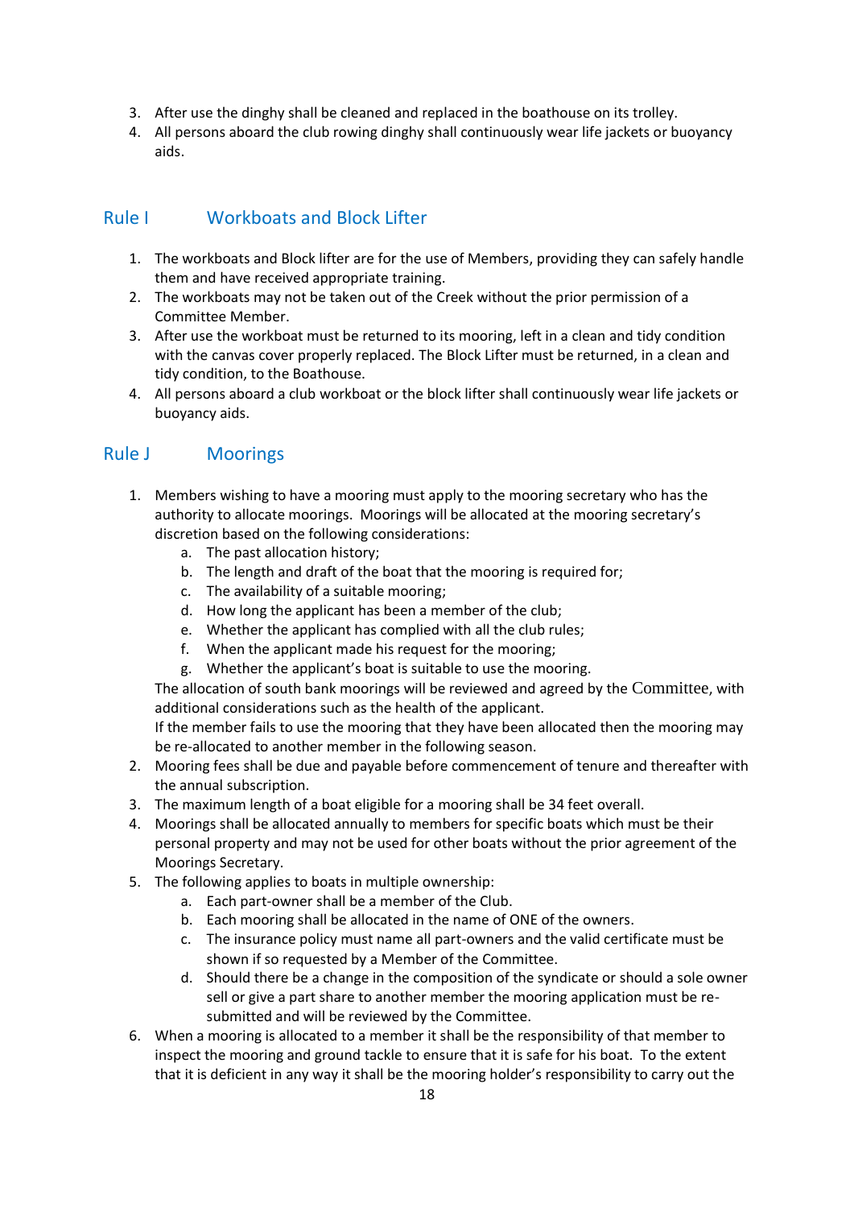3. After use the dinghy shall be cleaned and replaced in the boathouse on its trolley.
4. All persons aboard the club rowing dinghy shall continuously wear life jackets or buoyancy aids.

## Rule I Workboats and Block Lifter

1. The workboats and Block lifter are for the use of Members, providing they can safely handle them and have received appropriate training.
2. The workboats may not be taken out of the Creek without the prior permission of a Committee Member.
3. After use the workboat must be returned to its mooring, left in a clean and tidy condition with the canvas cover properly replaced. The Block Lifter must be returned, in a clean and tidy condition, to the Boathouse.
4. All persons aboard a club workboat or the block lifter shall continuously wear life jackets or buoyancy aids.

## Rule J Moorings

1. Members wishing to have a mooring must apply to the mooring secretary who has the authority to allocate moorings. Moorings will be allocated at the mooring secretary's discretion based on the following considerations:
   a. The past allocation history;
   b. The length and draft of the boat that the mooring is required for;
   c. The availability of a suitable mooring;
   d. How long the applicant has been a member of the club;
   e. Whether the applicant has complied with all the club rules;
   f. When the applicant made his request for the mooring;
   g. Whether the applicant's boat is suitable to use the mooring.

   The allocation of south bank moorings will be reviewed and agreed by the Committee, with additional considerations such as the health of the applicant.
   If the member fails to use the mooring that they have been allocated then the mooring may be re-allocated to another member in the following season.
2. Mooring fees shall be due and payable before commencement of tenure and thereafter with the annual subscription.
3. The maximum length of a boat eligible for a mooring shall be 34 feet overall.
4. Moorings shall be allocated annually to members for specific boats which must be their personal property and may not be used for other boats without the prior agreement of the Moorings Secretary.
5. The following applies to boats in multiple ownership:
   a. Each part-owner shall be a member of the Club.
   b. Each mooring shall be allocated in the name of ONE of the owners.
   c. The insurance policy must name all part-owners and the valid certificate must be shown if so requested by a Member of the Committee.
   d. Should there be a change in the composition of the syndicate or should a sole owner sell or give a part share to another member the mooring application must be re-submitted and will be reviewed by the Committee.
6. When a mooring is allocated to a member it shall be the responsibility of that member to inspect the mooring and ground tackle to ensure that it is safe for his boat. To the extent that it is deficient in any way it shall be the mooring holder's responsibility to carry out the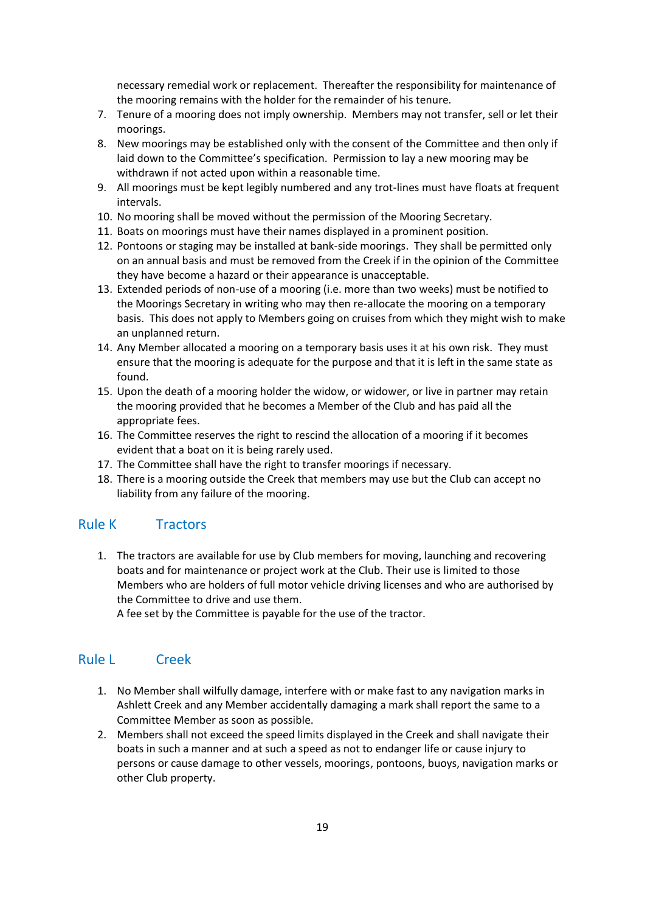necessary remedial work or replacement. Thereafter the responsibility for maintenance of the mooring remains with the holder for the remainder of his tenure.

7. Tenure of a mooring does not imply ownership. Members may not transfer, sell or let their moorings.
8. New moorings may be established only with the consent of the Committee and then only if laid down to the Committee's specification. Permission to lay a new mooring may be withdrawn if not acted upon within a reasonable time.
9. All moorings must be kept legibly numbered and any trot-lines must have floats at frequent intervals.
10. No mooring shall be moved without the permission of the Mooring Secretary.
11. Boats on moorings must have their names displayed in a prominent position.
12. Pontoons or staging may be installed at bank-side moorings. They shall be permitted only on an annual basis and must be removed from the Creek if in the opinion of the Committee they have become a hazard or their appearance is unacceptable.
13. Extended periods of non-use of a mooring (i.e. more than two weeks) must be notified to the Moorings Secretary in writing who may then re-allocate the mooring on a temporary basis. This does not apply to Members going on cruises from which they might wish to make an unplanned return.
14. Any Member allocated a mooring on a temporary basis uses it at his own risk. They must ensure that the mooring is adequate for the purpose and that it is left in the same state as found.
15. Upon the death of a mooring holder the widow, or widower, or live in partner may retain the mooring provided that he becomes a Member of the Club and has paid all the appropriate fees.
16. The Committee reserves the right to rescind the allocation of a mooring if it becomes evident that a boat on it is being rarely used.
17. The Committee shall have the right to transfer moorings if necessary.
18. There is a mooring outside the Creek that members may use but the Club can accept no liability from any failure of the mooring.

## Rule K Tractors

1. The tractors are available for use by Club members for moving, launching and recovering boats and for maintenance or project work at the Club. Their use is limited to those Members who are holders of full motor vehicle driving licenses and who are authorised by the Committee to drive and use them.
   A fee set by the Committee is payable for the use of the tractor.

## Rule L Creek

1. No Member shall wilfully damage, interfere with or make fast to any navigation marks in Ashlett Creek and any Member accidentally damaging a mark shall report the same to a Committee Member as soon as possible.
2. Members shall not exceed the speed limits displayed in the Creek and shall navigate their boats in such a manner and at such a speed as not to endanger life or cause injury to persons or cause damage to other vessels, moorings, pontoons, buoys, navigation marks or other Club property.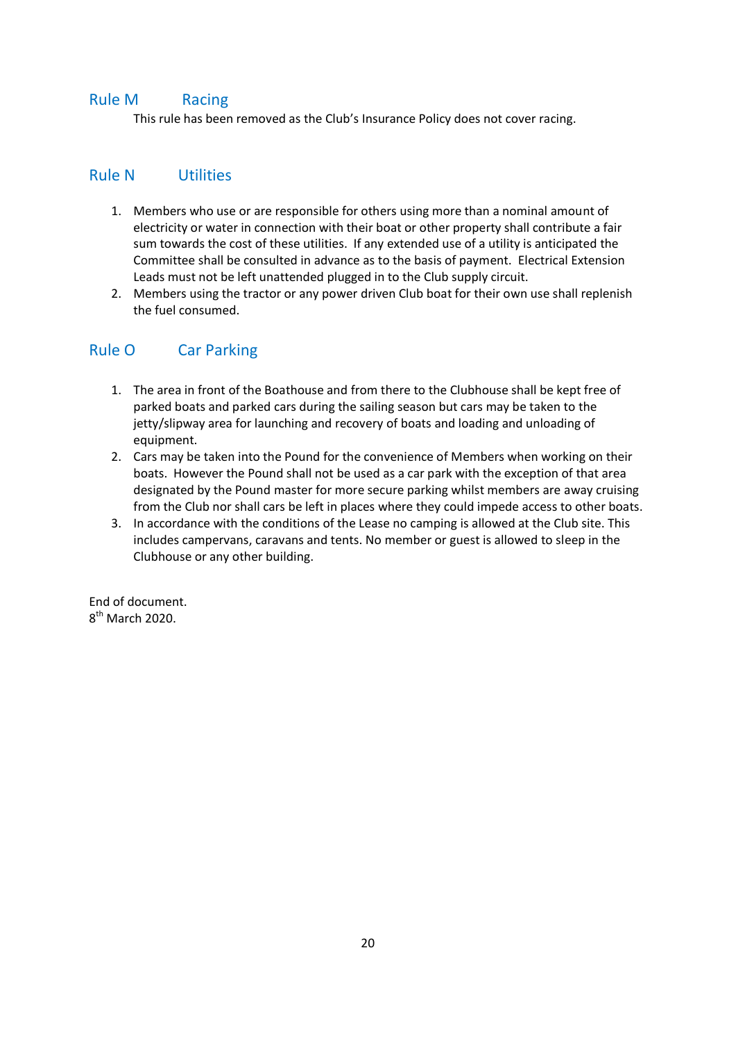## Rule M Racing

This rule has been removed as the Club's Insurance Policy does not cover racing.

## Rule N Utilities

1. Members who use or are responsible for others using more than a nominal amount of electricity or water in connection with their boat or other property shall contribute a fair sum towards the cost of these utilities. If any extended use of a utility is anticipated the Committee shall be consulted in advance as to the basis of payment. Electrical Extension Leads must not be left unattended plugged in to the Club supply circuit.
2. Members using the tractor or any power driven Club boat for their own use shall replenish the fuel consumed.

## Rule O Car Parking

1. The area in front of the Boathouse and from there to the Clubhouse shall be kept free of parked boats and parked cars during the sailing season but cars may be taken to the jetty/slipway area for launching and recovery of boats and loading and unloading of equipment.
2. Cars may be taken into the Pound for the convenience of Members when working on their boats. However the Pound shall not be used as a car park with the exception of that area designated by the Pound master for more secure parking whilst members are away cruising from the Club nor shall cars be left in places where they could impede access to other boats.
3. In accordance with the conditions of the Lease no camping is allowed at the Club site. This includes campervans, caravans and tents. No member or guest is allowed to sleep in the Clubhouse or any other building.

End of document.
8th March 2020.